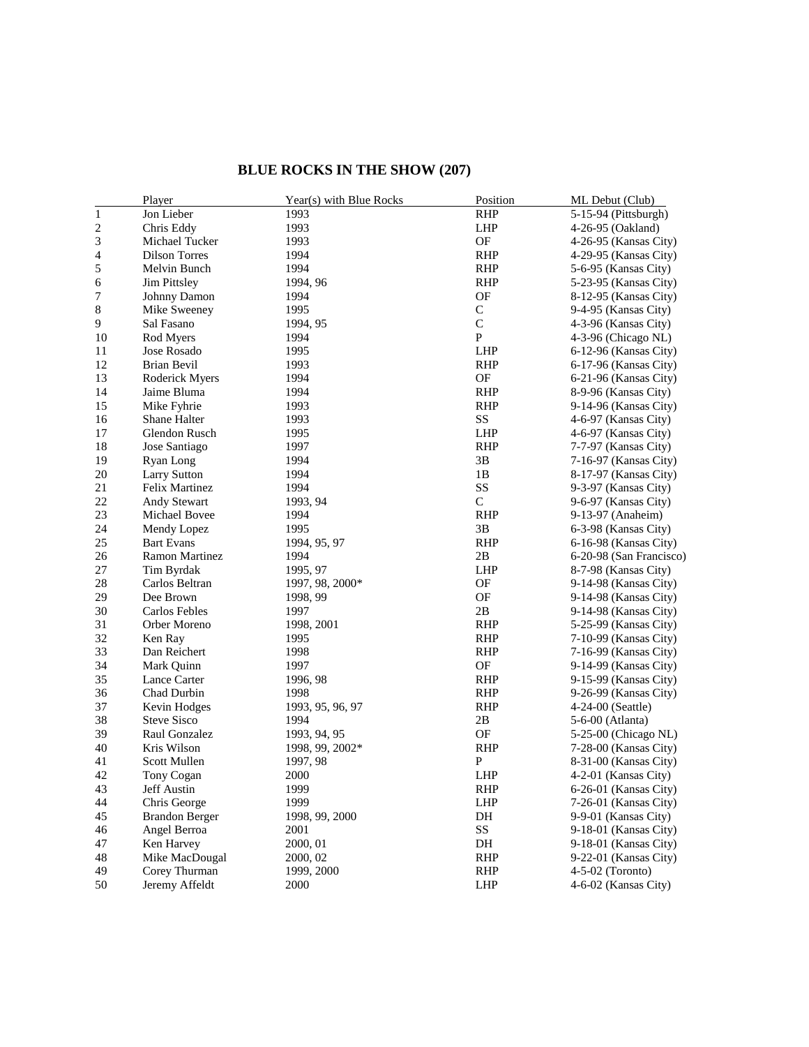# BLUE ROCKS IN THE SHOW (207)

| | Player | Year(s) with Blue Rocks | Position | ML Debut (Club) |
|---|---|---|---|---|
| 1 | Jon Lieber | 1993 | RHP | 5-15-94 (Pittsburgh) |
| 2 | Chris Eddy | 1993 | LHP | 4-26-95 (Oakland) |
| 3 | Michael Tucker | 1993 | OF | 4-26-95 (Kansas City) |
| 4 | Dilson Torres | 1994 | RHP | 4-29-95 (Kansas City) |
| 5 | Melvin Bunch | 1994 | RHP | 5-6-95 (Kansas City) |
| 6 | Jim Pittsley | 1994, 96 | RHP | 5-23-95 (Kansas City) |
| 7 | Johnny Damon | 1994 | OF | 8-12-95 (Kansas City) |
| 8 | Mike Sweeney | 1995 | C | 9-4-95 (Kansas City) |
| 9 | Sal Fasano | 1994, 95 | C | 4-3-96 (Kansas City) |
| 10 | Rod Myers | 1994 | P | 4-3-96 (Chicago NL) |
| 11 | Jose Rosado | 1995 | LHP | 6-12-96 (Kansas City) |
| 12 | Brian Bevil | 1993 | RHP | 6-17-96 (Kansas City) |
| 13 | Roderick Myers | 1994 | OF | 6-21-96 (Kansas City) |
| 14 | Jaime Bluma | 1994 | RHP | 8-9-96 (Kansas City) |
| 15 | Mike Fyhrie | 1993 | RHP | 9-14-96 (Kansas City) |
| 16 | Shane Halter | 1993 | SS | 4-6-97 (Kansas City) |
| 17 | Glendon Rusch | 1995 | LHP | 4-6-97 (Kansas City) |
| 18 | Jose Santiago | 1997 | RHP | 7-7-97 (Kansas City) |
| 19 | Ryan Long | 1994 | 3B | 7-16-97 (Kansas City) |
| 20 | Larry Sutton | 1994 | 1B | 8-17-97 (Kansas City) |
| 21 | Felix Martinez | 1994 | SS | 9-3-97 (Kansas City) |
| 22 | Andy Stewart | 1993, 94 | C | 9-6-97 (Kansas City) |
| 23 | Michael Bovee | 1994 | RHP | 9-13-97 (Anaheim) |
| 24 | Mendy Lopez | 1995 | 3B | 6-3-98 (Kansas City) |
| 25 | Bart Evans | 1994, 95, 97 | RHP | 6-16-98 (Kansas City) |
| 26 | Ramon Martinez | 1994 | 2B | 6-20-98 (San Francisco) |
| 27 | Tim Byrdak | 1995, 97 | LHP | 8-7-98 (Kansas City) |
| 28 | Carlos Beltran | 1997, 98, 2000* | OF | 9-14-98 (Kansas City) |
| 29 | Dee Brown | 1998, 99 | OF | 9-14-98 (Kansas City) |
| 30 | Carlos Febles | 1997 | 2B | 9-14-98 (Kansas City) |
| 31 | Orber Moreno | 1998, 2001 | RHP | 5-25-99 (Kansas City) |
| 32 | Ken Ray | 1995 | RHP | 7-10-99 (Kansas City) |
| 33 | Dan Reichert | 1998 | RHP | 7-16-99 (Kansas City) |
| 34 | Mark Quinn | 1997 | OF | 9-14-99 (Kansas City) |
| 35 | Lance Carter | 1996, 98 | RHP | 9-15-99 (Kansas City) |
| 36 | Chad Durbin | 1998 | RHP | 9-26-99 (Kansas City) |
| 37 | Kevin Hodges | 1993, 95, 96, 97 | RHP | 4-24-00 (Seattle) |
| 38 | Steve Sisco | 1994 | 2B | 5-6-00 (Atlanta) |
| 39 | Raul Gonzalez | 1993, 94, 95 | OF | 5-25-00 (Chicago NL) |
| 40 | Kris Wilson | 1998, 99, 2002* | RHP | 7-28-00 (Kansas City) |
| 41 | Scott Mullen | 1997, 98 | P | 8-31-00 (Kansas City) |
| 42 | Tony Cogan | 2000 | LHP | 4-2-01 (Kansas City) |
| 43 | Jeff Austin | 1999 | RHP | 6-26-01 (Kansas City) |
| 44 | Chris George | 1999 | LHP | 7-26-01 (Kansas City) |
| 45 | Brandon Berger | 1998, 99, 2000 | DH | 9-9-01 (Kansas City) |
| 46 | Angel Berroa | 2001 | SS | 9-18-01 (Kansas City) |
| 47 | Ken Harvey | 2000, 01 | DH | 9-18-01 (Kansas City) |
| 48 | Mike MacDougal | 2000, 02 | RHP | 9-22-01 (Kansas City) |
| 49 | Corey Thurman | 1999, 2000 | RHP | 4-5-02 (Toronto) |
| 50 | Jeremy Affeldt | 2000 | LHP | 4-6-02 (Kansas City) |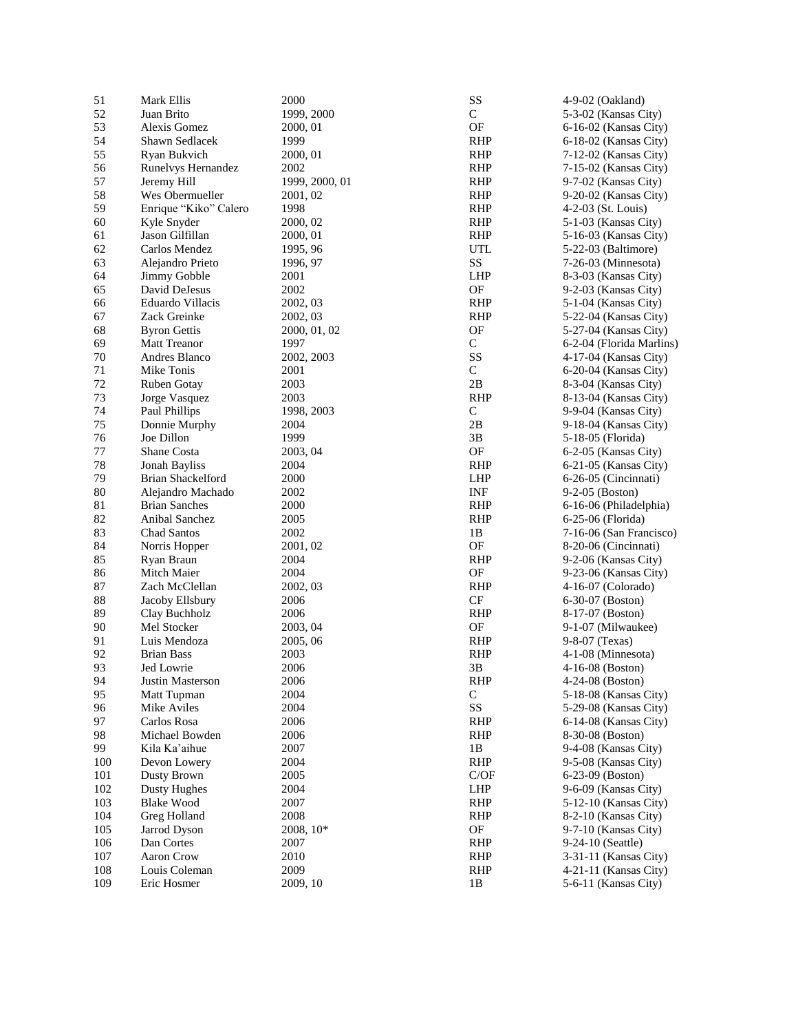| | | | | |
|---|---|---|---|---|
| 51 | Mark Ellis | 2000 | SS | 4-9-02 (Oakland) |
| 52 | Juan Brito | 1999, 2000 | C | 5-3-02 (Kansas City) |
| 53 | Alexis Gomez | 2000, 01 | OF | 6-16-02 (Kansas City) |
| 54 | Shawn Sedlacek | 1999 | RHP | 6-18-02 (Kansas City) |
| 55 | Ryan Bukvich | 2000, 01 | RHP | 7-12-02 (Kansas City) |
| 56 | Runelvys Hernandez | 2002 | RHP | 7-15-02 (Kansas City) |
| 57 | Jeremy Hill | 1999, 2000, 01 | RHP | 9-7-02 (Kansas City) |
| 58 | Wes Obermueller | 2001, 02 | RHP | 9-20-02 (Kansas City) |
| 59 | Enrique “Kiko” Calero | 1998 | RHP | 4-2-03 (St. Louis) |
| 60 | Kyle Snyder | 2000, 02 | RHP | 5-1-03 (Kansas City) |
| 61 | Jason Gilfillan | 2000, 01 | RHP | 5-16-03 (Kansas City) |
| 62 | Carlos Mendez | 1995, 96 | UTL | 5-22-03 (Baltimore) |
| 63 | Alejandro Prieto | 1996, 97 | SS | 7-26-03 (Minnesota) |
| 64 | Jimmy Gobble | 2001 | LHP | 8-3-03 (Kansas City) |
| 65 | David DeJesus | 2002 | OF | 9-2-03 (Kansas City) |
| 66 | Eduardo Villacis | 2002, 03 | RHP | 5-1-04 (Kansas City) |
| 67 | Zack Greinke | 2002, 03 | RHP | 5-22-04 (Kansas City) |
| 68 | Byron Gettis | 2000, 01, 02 | OF | 5-27-04 (Kansas City) |
| 69 | Matt Treanor | 1997 | C | 6-2-04 (Florida Marlins) |
| 70 | Andres Blanco | 2002, 2003 | SS | 4-17-04 (Kansas City) |
| 71 | Mike Tonis | 2001 | C | 6-20-04 (Kansas City) |
| 72 | Ruben Gotay | 2003 | 2B | 8-3-04 (Kansas City) |
| 73 | Jorge Vasquez | 2003 | RHP | 8-13-04 (Kansas City) |
| 74 | Paul Phillips | 1998, 2003 | C | 9-9-04 (Kansas City) |
| 75 | Donnie Murphy | 2004 | 2B | 9-18-04 (Kansas City) |
| 76 | Joe Dillon | 1999 | 3B | 5-18-05 (Florida) |
| 77 | Shane Costa | 2003, 04 | OF | 6-2-05 (Kansas City) |
| 78 | Jonah Bayliss | 2004 | RHP | 6-21-05 (Kansas City) |
| 79 | Brian Shackelford | 2000 | LHP | 6-26-05 (Cincinnati) |
| 80 | Alejandro Machado | 2002 | INF | 9-2-05 (Boston) |
| 81 | Brian Sanches | 2000 | RHP | 6-16-06 (Philadelphia) |
| 82 | Anibal Sanchez | 2005 | RHP | 6-25-06 (Florida) |
| 83 | Chad Santos | 2002 | 1B | 7-16-06 (San Francisco) |
| 84 | Norris Hopper | 2001, 02 | OF | 8-20-06 (Cincinnati) |
| 85 | Ryan Braun | 2004 | RHP | 9-2-06 (Kansas City) |
| 86 | Mitch Maier | 2004 | OF | 9-23-06 (Kansas City) |
| 87 | Zach McClellan | 2002, 03 | RHP | 4-16-07 (Colorado) |
| 88 | Jacoby Ellsbury | 2006 | CF | 6-30-07 (Boston) |
| 89 | Clay Buchholz | 2006 | RHP | 8-17-07 (Boston) |
| 90 | Mel Stocker | 2003, 04 | OF | 9-1-07 (Milwaukee) |
| 91 | Luis Mendoza | 2005, 06 | RHP | 9-8-07 (Texas) |
| 92 | Brian Bass | 2003 | RHP | 4-1-08 (Minnesota) |
| 93 | Jed Lowrie | 2006 | 3B | 4-16-08 (Boston) |
| 94 | Justin Masterson | 2006 | RHP | 4-24-08 (Boston) |
| 95 | Matt Tupman | 2004 | C | 5-18-08 (Kansas City) |
| 96 | Mike Aviles | 2004 | SS | 5-29-08 (Kansas City) |
| 97 | Carlos Rosa | 2006 | RHP | 6-14-08 (Kansas City) |
| 98 | Michael Bowden | 2006 | RHP | 8-30-08 (Boston) |
| 99 | Kila Ka’aihue | 2007 | 1B | 9-4-08 (Kansas City) |
| 100 | Devon Lowery | 2004 | RHP | 9-5-08 (Kansas City) |
| 101 | Dusty Brown | 2005 | C/OF | 6-23-09 (Boston) |
| 102 | Dusty Hughes | 2004 | LHP | 9-6-09 (Kansas City) |
| 103 | Blake Wood | 2007 | RHP | 5-12-10 (Kansas City) |
| 104 | Greg Holland | 2008 | RHP | 8-2-10 (Kansas City) |
| 105 | Jarrod Dyson | 2008, 10* | OF | 9-7-10 (Kansas City) |
| 106 | Dan Cortes | 2007 | RHP | 9-24-10 (Seattle) |
| 107 | Aaron Crow | 2010 | RHP | 3-31-11 (Kansas City) |
| 108 | Louis Coleman | 2009 | RHP | 4-21-11 (Kansas City) |
| 109 | Eric Hosmer | 2009, 10 | 1B | 5-6-11 (Kansas City) |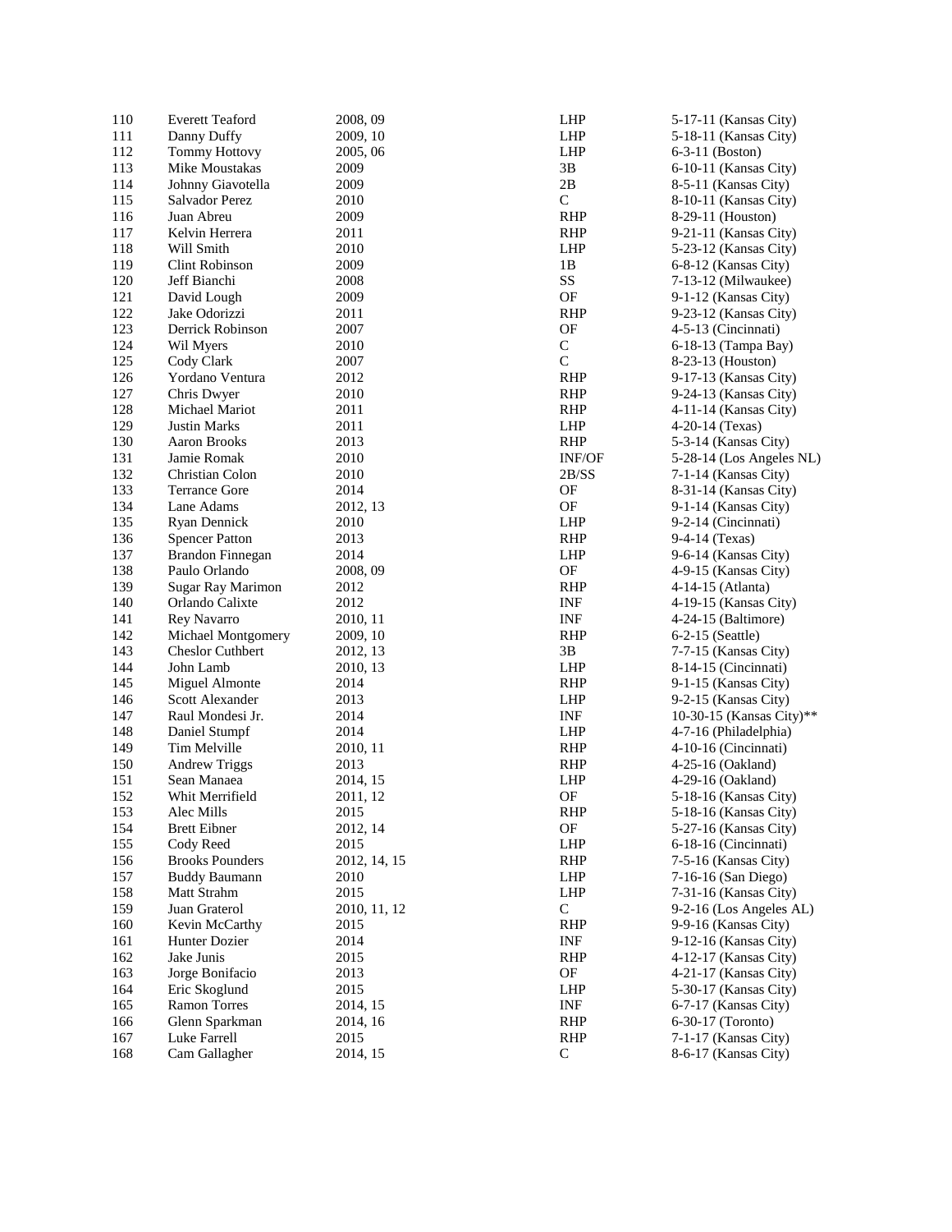| | | | | |
|---|---|---|---|---|
| 110 | Everett Teaford | 2008, 09 | LHP | 5-17-11 (Kansas City) |
| 111 | Danny Duffy | 2009, 10 | LHP | 5-18-11 (Kansas City) |
| 112 | Tommy Hottovy | 2005, 06 | LHP | 6-3-11 (Boston) |
| 113 | Mike Moustakas | 2009 | 3B | 6-10-11 (Kansas City) |
| 114 | Johnny Giavotella | 2009 | 2B | 8-5-11 (Kansas City) |
| 115 | Salvador Perez | 2010 | C | 8-10-11 (Kansas City) |
| 116 | Juan Abreu | 2009 | RHP | 8-29-11 (Houston) |
| 117 | Kelvin Herrera | 2011 | RHP | 9-21-11 (Kansas City) |
| 118 | Will Smith | 2010 | LHP | 5-23-12 (Kansas City) |
| 119 | Clint Robinson | 2009 | 1B | 6-8-12 (Kansas City) |
| 120 | Jeff Bianchi | 2008 | SS | 7-13-12 (Milwaukee) |
| 121 | David Lough | 2009 | OF | 9-1-12 (Kansas City) |
| 122 | Jake Odorizzi | 2011 | RHP | 9-23-12 (Kansas City) |
| 123 | Derrick Robinson | 2007 | OF | 4-5-13 (Cincinnati) |
| 124 | Wil Myers | 2010 | C | 6-18-13 (Tampa Bay) |
| 125 | Cody Clark | 2007 | C | 8-23-13 (Houston) |
| 126 | Yordano Ventura | 2012 | RHP | 9-17-13 (Kansas City) |
| 127 | Chris Dwyer | 2010 | RHP | 9-24-13 (Kansas City) |
| 128 | Michael Mariot | 2011 | RHP | 4-11-14 (Kansas City) |
| 129 | Justin Marks | 2011 | LHP | 4-20-14 (Texas) |
| 130 | Aaron Brooks | 2013 | RHP | 5-3-14 (Kansas City) |
| 131 | Jamie Romak | 2010 | INF/OF | 5-28-14 (Los Angeles NL) |
| 132 | Christian Colon | 2010 | 2B/SS | 7-1-14 (Kansas City) |
| 133 | Terrance Gore | 2014 | OF | 8-31-14 (Kansas City) |
| 134 | Lane Adams | 2012, 13 | OF | 9-1-14 (Kansas City) |
| 135 | Ryan Dennick | 2010 | LHP | 9-2-14 (Cincinnati) |
| 136 | Spencer Patton | 2013 | RHP | 9-4-14 (Texas) |
| 137 | Brandon Finnegan | 2014 | LHP | 9-6-14 (Kansas City) |
| 138 | Paulo Orlando | 2008, 09 | OF | 4-9-15 (Kansas City) |
| 139 | Sugar Ray Marimon | 2012 | RHP | 4-14-15 (Atlanta) |
| 140 | Orlando Calixte | 2012 | INF | 4-19-15 (Kansas City) |
| 141 | Rey Navarro | 2010, 11 | INF | 4-24-15 (Baltimore) |
| 142 | Michael Montgomery | 2009, 10 | RHP | 6-2-15 (Seattle) |
| 143 | Cheslor Cuthbert | 2012, 13 | 3B | 7-7-15 (Kansas City) |
| 144 | John Lamb | 2010, 13 | LHP | 8-14-15 (Cincinnati) |
| 145 | Miguel Almonte | 2014 | RHP | 9-1-15 (Kansas City) |
| 146 | Scott Alexander | 2013 | LHP | 9-2-15 (Kansas City) |
| 147 | Raul Mondesi Jr. | 2014 | INF | 10-30-15 (Kansas City)** |
| 148 | Daniel Stumpf | 2014 | LHP | 4-7-16 (Philadelphia) |
| 149 | Tim Melville | 2010, 11 | RHP | 4-10-16 (Cincinnati) |
| 150 | Andrew Triggs | 2013 | RHP | 4-25-16 (Oakland) |
| 151 | Sean Manaea | 2014, 15 | LHP | 4-29-16 (Oakland) |
| 152 | Whit Merrifield | 2011, 12 | OF | 5-18-16 (Kansas City) |
| 153 | Alec Mills | 2015 | RHP | 5-18-16 (Kansas City) |
| 154 | Brett Eibner | 2012, 14 | OF | 5-27-16 (Kansas City) |
| 155 | Cody Reed | 2015 | LHP | 6-18-16 (Cincinnati) |
| 156 | Brooks Pounders | 2012, 14, 15 | RHP | 7-5-16 (Kansas City) |
| 157 | Buddy Baumann | 2010 | LHP | 7-16-16 (San Diego) |
| 158 | Matt Strahm | 2015 | LHP | 7-31-16 (Kansas City) |
| 159 | Juan Graterol | 2010, 11, 12 | C | 9-2-16 (Los Angeles AL) |
| 160 | Kevin McCarthy | 2015 | RHP | 9-9-16 (Kansas City) |
| 161 | Hunter Dozier | 2014 | INF | 9-12-16 (Kansas City) |
| 162 | Jake Junis | 2015 | RHP | 4-12-17 (Kansas City) |
| 163 | Jorge Bonifacio | 2013 | OF | 4-21-17 (Kansas City) |
| 164 | Eric Skoglund | 2015 | LHP | 5-30-17 (Kansas City) |
| 165 | Ramon Torres | 2014, 15 | INF | 6-7-17 (Kansas City) |
| 166 | Glenn Sparkman | 2014, 16 | RHP | 6-30-17 (Toronto) |
| 167 | Luke Farrell | 2015 | RHP | 7-1-17 (Kansas City) |
| 168 | Cam Gallagher | 2014, 15 | C | 8-6-17 (Kansas City) |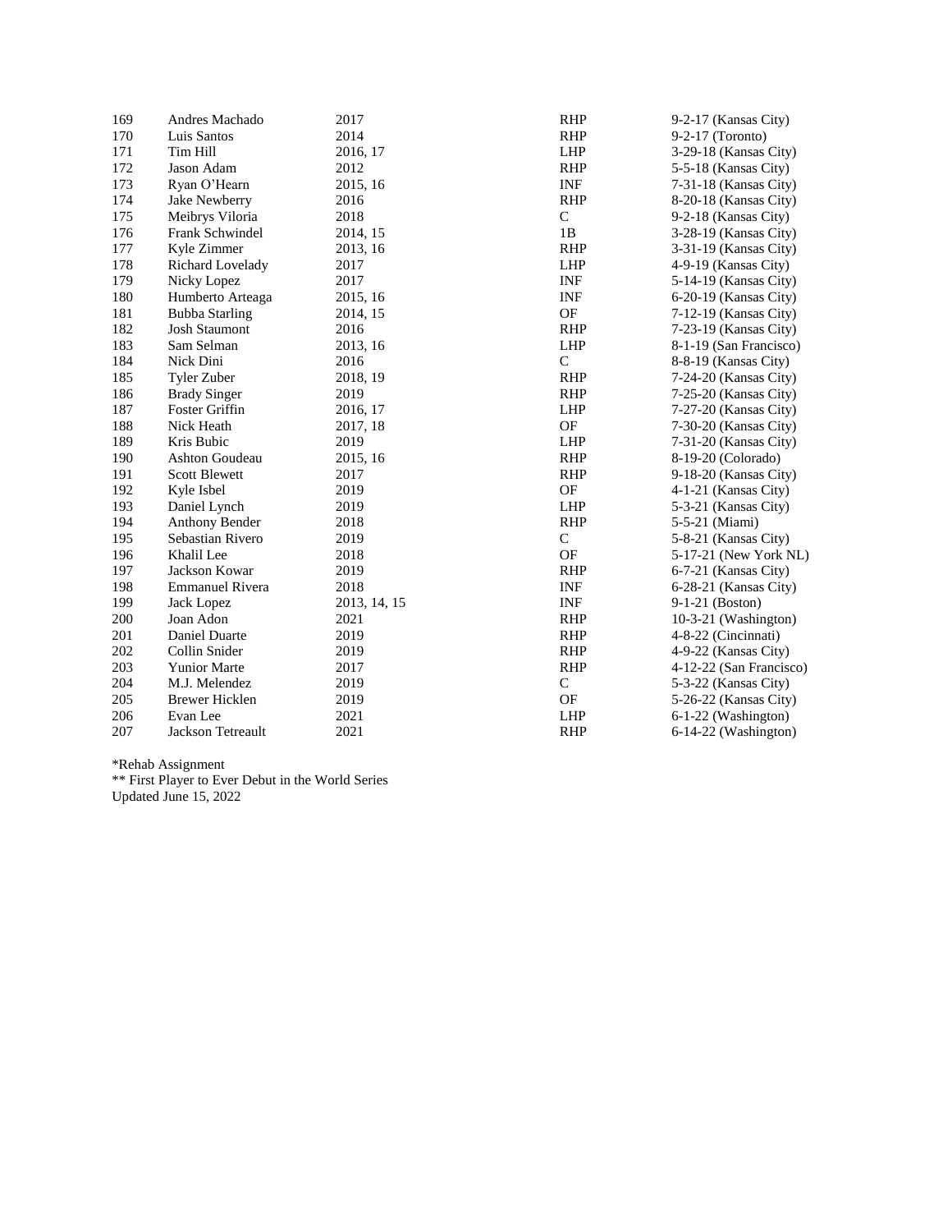| | | | | |
|---|---|---|---|---|
| 169 | Andres Machado | 2017 | RHP | 9-2-17 (Kansas City) |
| 170 | Luis Santos | 2014 | RHP | 9-2-17 (Toronto) |
| 171 | Tim Hill | 2016, 17 | LHP | 3-29-18 (Kansas City) |
| 172 | Jason Adam | 2012 | RHP | 5-5-18 (Kansas City) |
| 173 | Ryan O'Hearn | 2015, 16 | INF | 7-31-18 (Kansas City) |
| 174 | Jake Newberry | 2016 | RHP | 8-20-18 (Kansas City) |
| 175 | Meibrys Viloria | 2018 | C | 9-2-18 (Kansas City) |
| 176 | Frank Schwindel | 2014, 15 | 1B | 3-28-19 (Kansas City) |
| 177 | Kyle Zimmer | 2013, 16 | RHP | 3-31-19 (Kansas City) |
| 178 | Richard Lovelady | 2017 | LHP | 4-9-19 (Kansas City) |
| 179 | Nicky Lopez | 2017 | INF | 5-14-19 (Kansas City) |
| 180 | Humberto Arteaga | 2015, 16 | INF | 6-20-19 (Kansas City) |
| 181 | Bubba Starling | 2014, 15 | OF | 7-12-19 (Kansas City) |
| 182 | Josh Staumont | 2016 | RHP | 7-23-19 (Kansas City) |
| 183 | Sam Selman | 2013, 16 | LHP | 8-1-19 (San Francisco) |
| 184 | Nick Dini | 2016 | C | 8-8-19 (Kansas City) |
| 185 | Tyler Zuber | 2018, 19 | RHP | 7-24-20 (Kansas City) |
| 186 | Brady Singer | 2019 | RHP | 7-25-20 (Kansas City) |
| 187 | Foster Griffin | 2016, 17 | LHP | 7-27-20 (Kansas City) |
| 188 | Nick Heath | 2017, 18 | OF | 7-30-20 (Kansas City) |
| 189 | Kris Bubic | 2019 | LHP | 7-31-20 (Kansas City) |
| 190 | Ashton Goudeau | 2015, 16 | RHP | 8-19-20 (Colorado) |
| 191 | Scott Blewett | 2017 | RHP | 9-18-20 (Kansas City) |
| 192 | Kyle Isbel | 2019 | OF | 4-1-21 (Kansas City) |
| 193 | Daniel Lynch | 2019 | LHP | 5-3-21 (Kansas City) |
| 194 | Anthony Bender | 2018 | RHP | 5-5-21 (Miami) |
| 195 | Sebastian Rivero | 2019 | C | 5-8-21 (Kansas City) |
| 196 | Khalil Lee | 2018 | OF | 5-17-21 (New York NL) |
| 197 | Jackson Kowar | 2019 | RHP | 6-7-21 (Kansas City) |
| 198 | Emmanuel Rivera | 2018 | INF | 6-28-21 (Kansas City) |
| 199 | Jack Lopez | 2013, 14, 15 | INF | 9-1-21 (Boston) |
| 200 | Joan Adon | 2021 | RHP | 10-3-21 (Washington) |
| 201 | Daniel Duarte | 2019 | RHP | 4-8-22 (Cincinnati) |
| 202 | Collin Snider | 2019 | RHP | 4-9-22 (Kansas City) |
| 203 | Yunior Marte | 2017 | RHP | 4-12-22 (San Francisco) |
| 204 | M.J. Melendez | 2019 | C | 5-3-22 (Kansas City) |
| 205 | Brewer Hicklen | 2019 | OF | 5-26-22 (Kansas City) |
| 206 | Evan Lee | 2021 | LHP | 6-1-22 (Washington) |
| 207 | Jackson Tetreault | 2021 | RHP | 6-14-22 (Washington) |

*Rehab Assignment

** First Player to Ever Debut in the World Series

Updated June 15, 2022